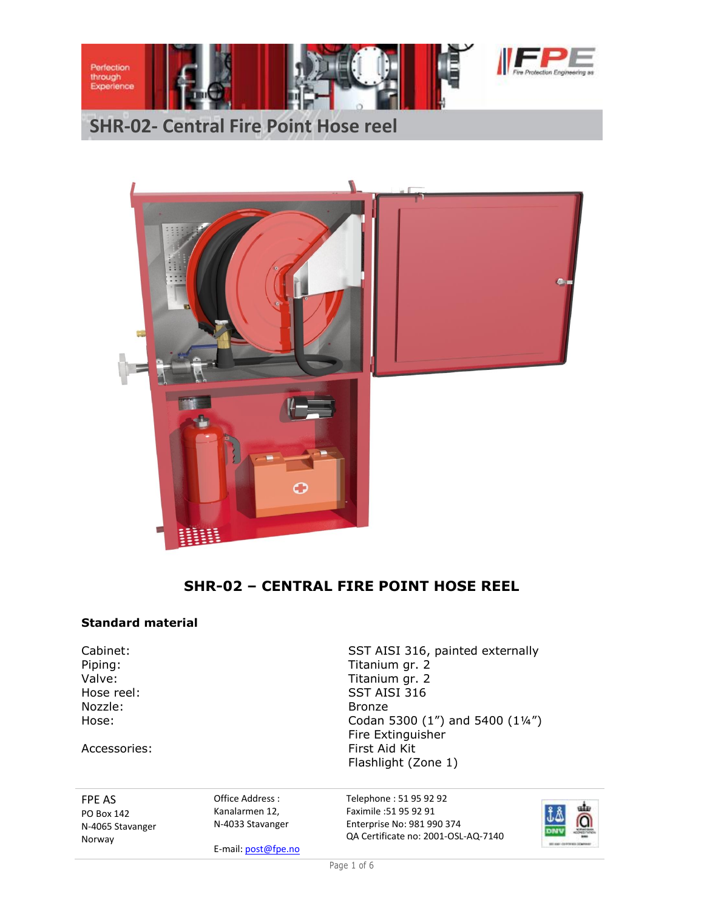# SHR-02- Central Fire Point Hose reel

## SHR-02 – CENTRAL FIRE POINT HOSE REEL

### Standard material

| | |
|---|---|
| Cabinet: | SST AISI 316, painted externally |
| Piping: | Titanium gr. 2 |
| Valve: | Titanium gr. 2 |
| Hose reel: | SST AISI 316 |
| Nozzle: | Bronze |
| Hose: | Codan 5300 (1”) and 5400 (1¼”) |
| Accessories: | Fire Extinguisher<br>First Aid Kit<br>Flashlight (Zone 1) |

FPE AS
PO Box 142
N-4065 Stavanger
Norway

Office Address :
Kanalarmen 12,
N-4033 Stavanger

E-mail: post@fpe.no

Telephone : 51 95 92 92
Faximile :51 95 92 91
Enterprise No: 981 990 374
QA Certificate no: 2001-OSL-AQ-7140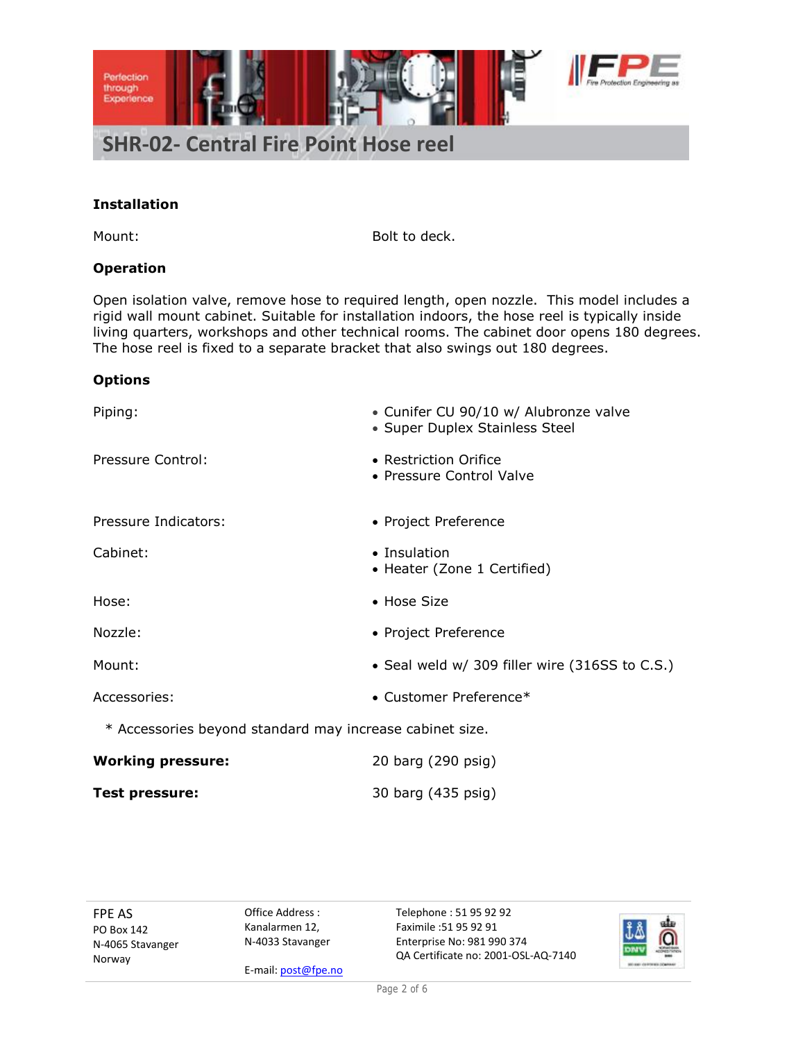# SHR-02- Central Fire Point Hose reel

## Installation

| | |
|---|---|
| Mount: | Bolt to deck. |

## Operation

Open isolation valve, remove hose to required length, open nozzle. This model includes a rigid wall mount cabinet. Suitable for installation indoors, the hose reel is typically inside living quarters, workshops and other technical rooms. The cabinet door opens 180 degrees. The hose reel is fixed to a separate bracket that also swings out 180 degrees.

## Options

| | |
|---|---|
| Piping: | • Cunifer CU 90/10 w/ Alubronze valve<br>• Super Duplex Stainless Steel |
| Pressure Control: | • Restriction Orifice<br>• Pressure Control Valve |
| Pressure Indicators: | • Project Preference |
| Cabinet: | • Insulation<br>• Heater (Zone 1 Certified) |
| Hose: | • Hose Size |
| Nozzle: | • Project Preference |
| Mount: | • Seal weld w/ 309 filler wire (316SS to C.S.) |
| Accessories: | • Customer Preference* |

\* Accessories beyond standard may increase cabinet size.

| | |
|---|---|
| **Working pressure:** | 20 barg (290 psig) |
| **Test pressure:** | 30 barg (435 psig) |

FPE AS
PO Box 142
N-4065 Stavanger
Norway

Office Address :
Kanalarmen 12,
N-4033 Stavanger

E-mail: post@fpe.no

Telephone : 51 95 92 92
Faximile :51 95 92 91
Enterprise No: 981 990 374
QA Certificate no: 2001-OSL-AQ-7140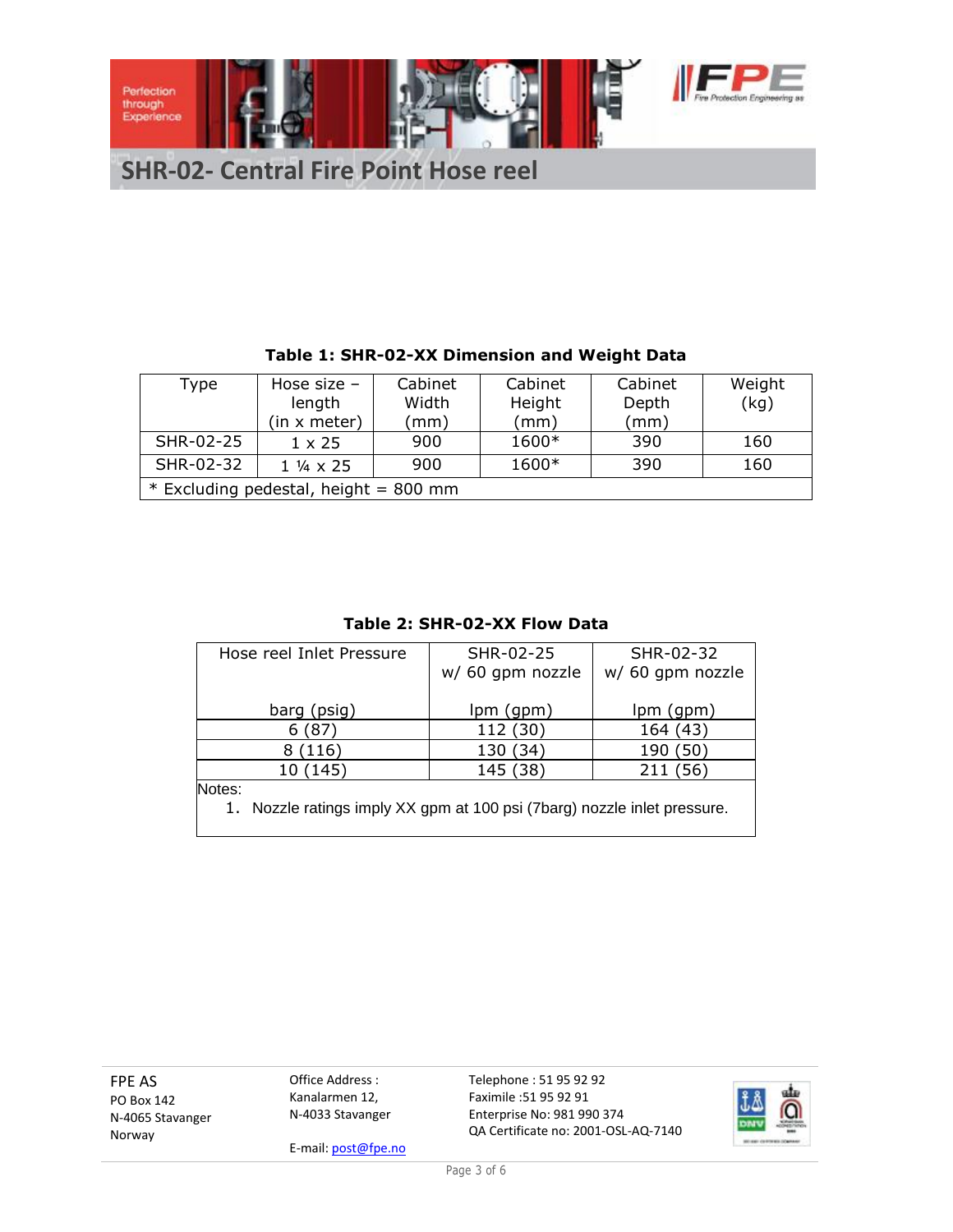# SHR-02- Central Fire Point Hose reel

**Table 1: SHR-02-XX Dimension and Weight Data**

| Type | Hose size – length (in x meter) | Cabinet Width (mm) | Cabinet Height (mm) | Cabinet Depth (mm) | Weight (kg) |
|---|---|---|---|---|---|
| SHR-02-25 | 1 x 25 | 900 | 1600* | 390 | 160 |
| SHR-02-32 | 1 ¼ x 25 | 900 | 1600* | 390 | 160 |
| * Excluding pedestal, height = 800 mm | | | | | |

**Table 2: SHR-02-XX Flow Data**

| Hose reel Inlet Pressure barg (psig) | SHR-02-25 w/ 60 gpm nozzle lpm (gpm) | SHR-02-32 w/ 60 gpm nozzle lpm (gpm) |
|---|---|---|
| 6 (87) | 112 (30) | 164 (43) |
| 8 (116) | 130 (34) | 190 (50) |
| 10 (145) | 145 (38) | 211 (56) |

Notes:

1. Nozzle ratings imply XX gpm at 100 psi (7barg) nozzle inlet pressure.

FPE AS
PO Box 142
N-4065 Stavanger
Norway

Office Address :
Kanalarmen 12,
N-4033 Stavanger

E-mail: post@fpe.no

Telephone : 51 95 92 92
Faximile :51 95 92 91
Enterprise No: 981 990 374
QA Certificate no: 2001-OSL-AQ-7140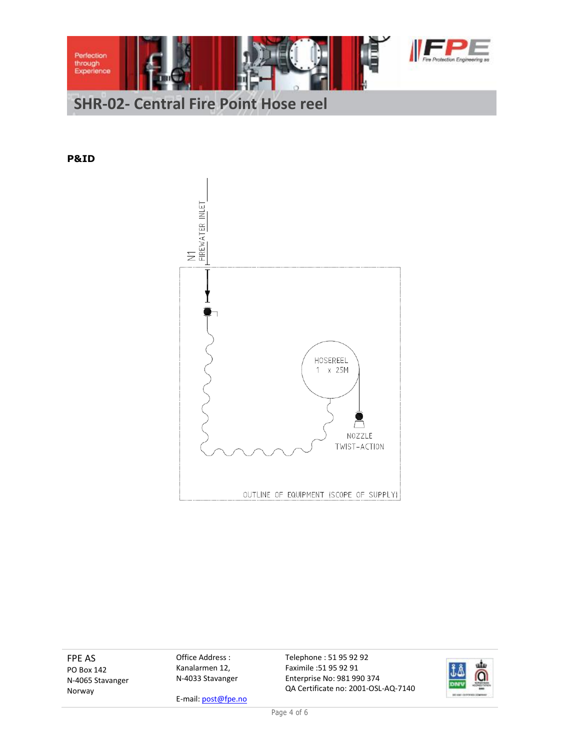# SHR-02- Central Fire Point Hose reel

**P&ID**

N1 FIREWATER INLET

HOSEREEL
1 x 25M

NOZZLE
TWIST-ACTION

OUTLINE OF EQUIPMENT (SCOPE OF SUPPLY)

FPE AS
PO Box 142
N-4065 Stavanger
Norway

Office Address :
Kanalarmen 12,
N-4033 Stavanger

E-mail: post@fpe.no

Telephone : 51 95 92 92
Faximile :51 95 92 91
Enterprise No: 981 990 374
QA Certificate no: 2001-OSL-AQ-7140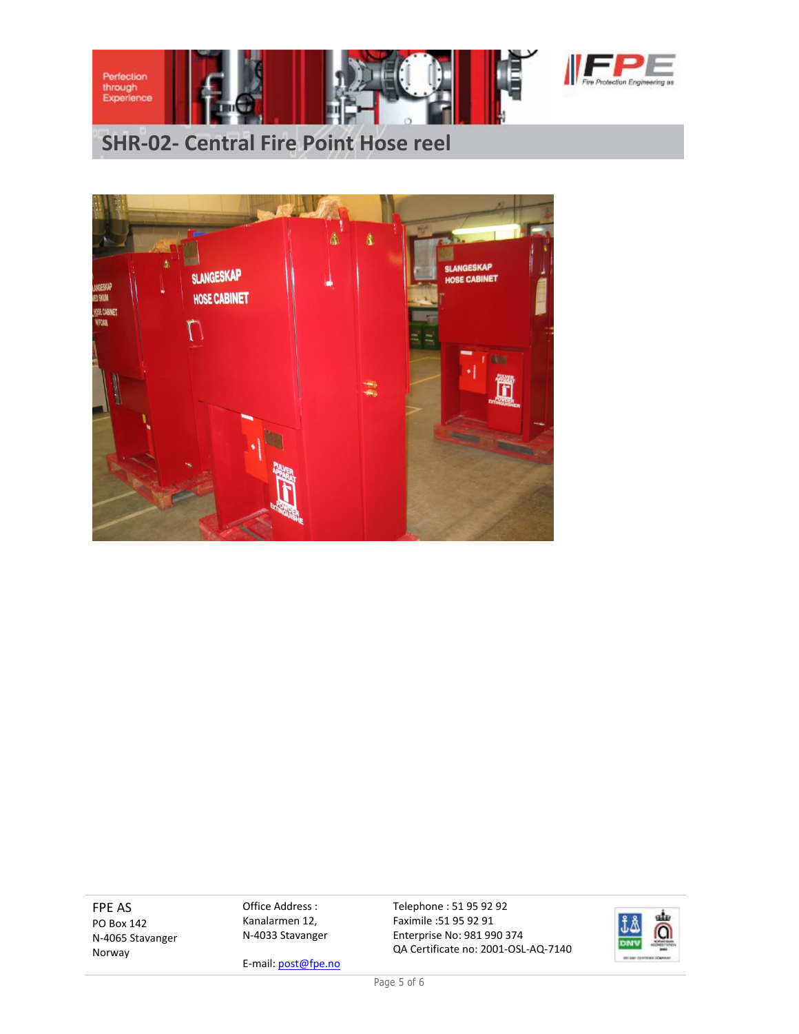# SHR-02- Central Fire Point Hose reel

FPE AS
PO Box 142
N-4065 Stavanger
Norway

Office Address :
Kanalarmen 12,
N-4033 Stavanger

E-mail: post@fpe.no

Telephone : 51 95 92 92
Faximile :51 95 92 91
Enterprise No: 981 990 374
QA Certificate no: 2001-OSL-AQ-7140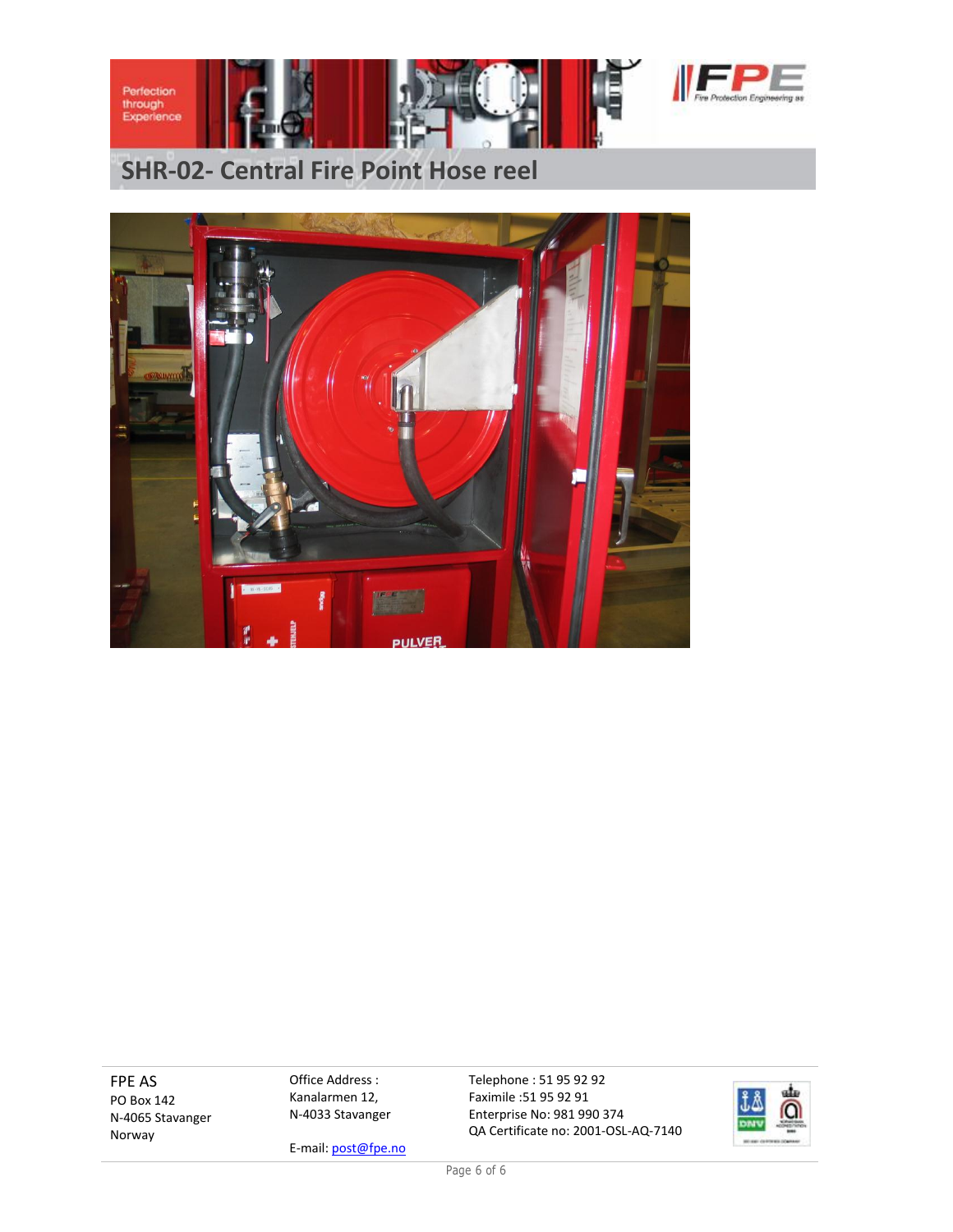# SHR-02- Central Fire Point Hose reel